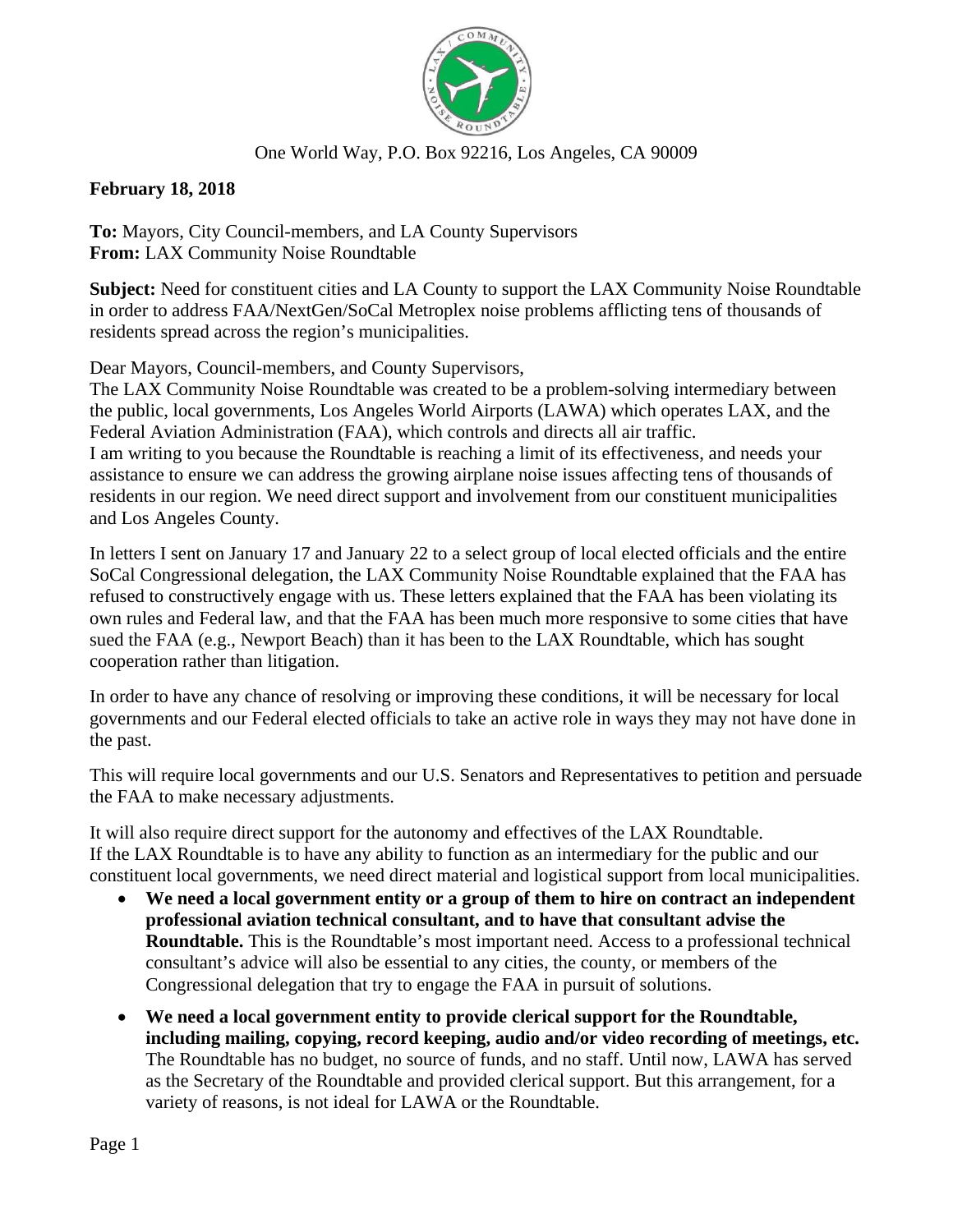One World Way, P.O. Box 92216, Los Angeles, CA 90009

**February 18, 2018**

**To:** Mayors, City Council-members, and LA County Supervisors
**From:** LAX Community Noise Roundtable

**Subject:** Need for constituent cities and LA County to support the LAX Community Noise Roundtable in order to address FAA/NextGen/SoCal Metroplex noise problems afflicting tens of thousands of residents spread across the region's municipalities.

Dear Mayors, Council-members, and County Supervisors,

The LAX Community Noise Roundtable was created to be a problem-solving intermediary between the public, local governments, Los Angeles World Airports (LAWA) which operates LAX, and the Federal Aviation Administration (FAA), which controls and directs all air traffic.

I am writing to you because the Roundtable is reaching a limit of its effectiveness, and needs your assistance to ensure we can address the growing airplane noise issues affecting tens of thousands of residents in our region. We need direct support and involvement from our constituent municipalities and Los Angeles County.

In letters I sent on January 17 and January 22 to a select group of local elected officials and the entire SoCal Congressional delegation, the LAX Community Noise Roundtable explained that the FAA has refused to constructively engage with us. These letters explained that the FAA has been violating its own rules and Federal law, and that the FAA has been much more responsive to some cities that have sued the FAA (e.g., Newport Beach) than it has been to the LAX Roundtable, which has sought cooperation rather than litigation.

In order to have any chance of resolving or improving these conditions, it will be necessary for local governments and our Federal elected officials to take an active role in ways they may not have done in the past.

This will require local governments and our U.S. Senators and Representatives to petition and persuade the FAA to make necessary adjustments.

It will also require direct support for the autonomy and effectives of the LAX Roundtable.

If the LAX Roundtable is to have any ability to function as an intermediary for the public and our constituent local governments, we need direct material and logistical support from local municipalities.

- **We need a local government entity or a group of them to hire on contract an independent professional aviation technical consultant, and to have that consultant advise the Roundtable.** This is the Roundtable's most important need. Access to a professional technical consultant's advice will also be essential to any cities, the county, or members of the Congressional delegation that try to engage the FAA in pursuit of solutions.
- **We need a local government entity to provide clerical support for the Roundtable, including mailing, copying, record keeping, audio and/or video recording of meetings, etc.** The Roundtable has no budget, no source of funds, and no staff. Until now, LAWA has served as the Secretary of the Roundtable and provided clerical support. But this arrangement, for a variety of reasons, is not ideal for LAWA or the Roundtable.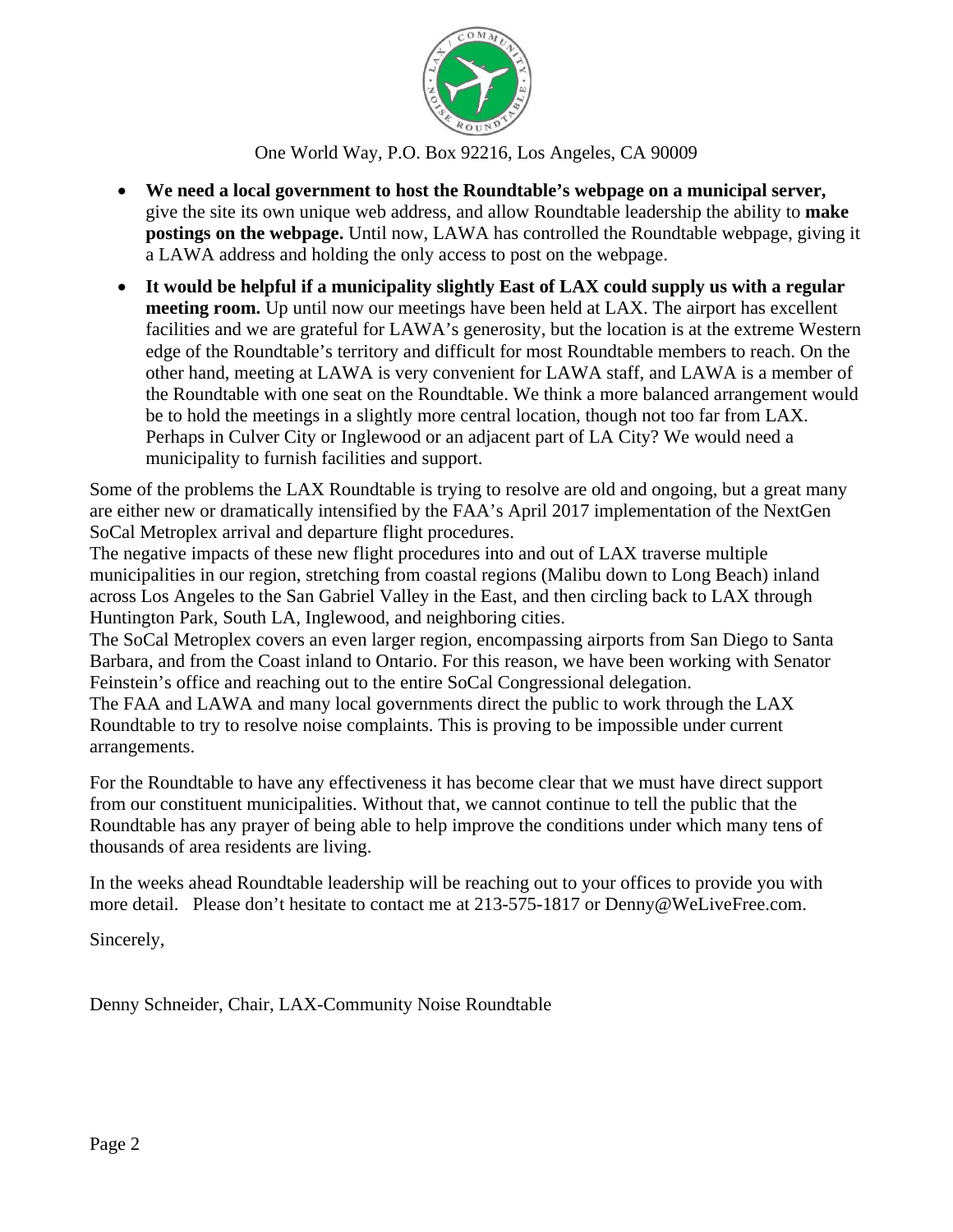One World Way, P.O. Box 92216, Los Angeles, CA 90009

- **We need a local government to host the Roundtable's webpage on a municipal server,** give the site its own unique web address, and allow Roundtable leadership the ability to **make postings on the webpage.** Until now, LAWA has controlled the Roundtable webpage, giving it a LAWA address and holding the only access to post on the webpage.
- **It would be helpful if a municipality slightly East of LAX could supply us with a regular meeting room.** Up until now our meetings have been held at LAX. The airport has excellent facilities and we are grateful for LAWA's generosity, but the location is at the extreme Western edge of the Roundtable's territory and difficult for most Roundtable members to reach. On the other hand, meeting at LAWA is very convenient for LAWA staff, and LAWA is a member of the Roundtable with one seat on the Roundtable. We think a more balanced arrangement would be to hold the meetings in a slightly more central location, though not too far from LAX. Perhaps in Culver City or Inglewood or an adjacent part of LA City? We would need a municipality to furnish facilities and support.

Some of the problems the LAX Roundtable is trying to resolve are old and ongoing, but a great many are either new or dramatically intensified by the FAA's April 2017 implementation of the NextGen SoCal Metroplex arrival and departure flight procedures.

The negative impacts of these new flight procedures into and out of LAX traverse multiple municipalities in our region, stretching from coastal regions (Malibu down to Long Beach) inland across Los Angeles to the San Gabriel Valley in the East, and then circling back to LAX through Huntington Park, South LA, Inglewood, and neighboring cities.

The SoCal Metroplex covers an even larger region, encompassing airports from San Diego to Santa Barbara, and from the Coast inland to Ontario. For this reason, we have been working with Senator Feinstein's office and reaching out to the entire SoCal Congressional delegation.

The FAA and LAWA and many local governments direct the public to work through the LAX Roundtable to try to resolve noise complaints. This is proving to be impossible under current arrangements.

For the Roundtable to have any effectiveness it has become clear that we must have direct support from our constituent municipalities. Without that, we cannot continue to tell the public that the Roundtable has any prayer of being able to help improve the conditions under which many tens of thousands of area residents are living.

In the weeks ahead Roundtable leadership will be reaching out to your offices to provide you with more detail. Please don't hesitate to contact me at 213-575-1817 or Denny@WeLiveFree.com.

Sincerely,

Denny Schneider, Chair, LAX-Community Noise Roundtable